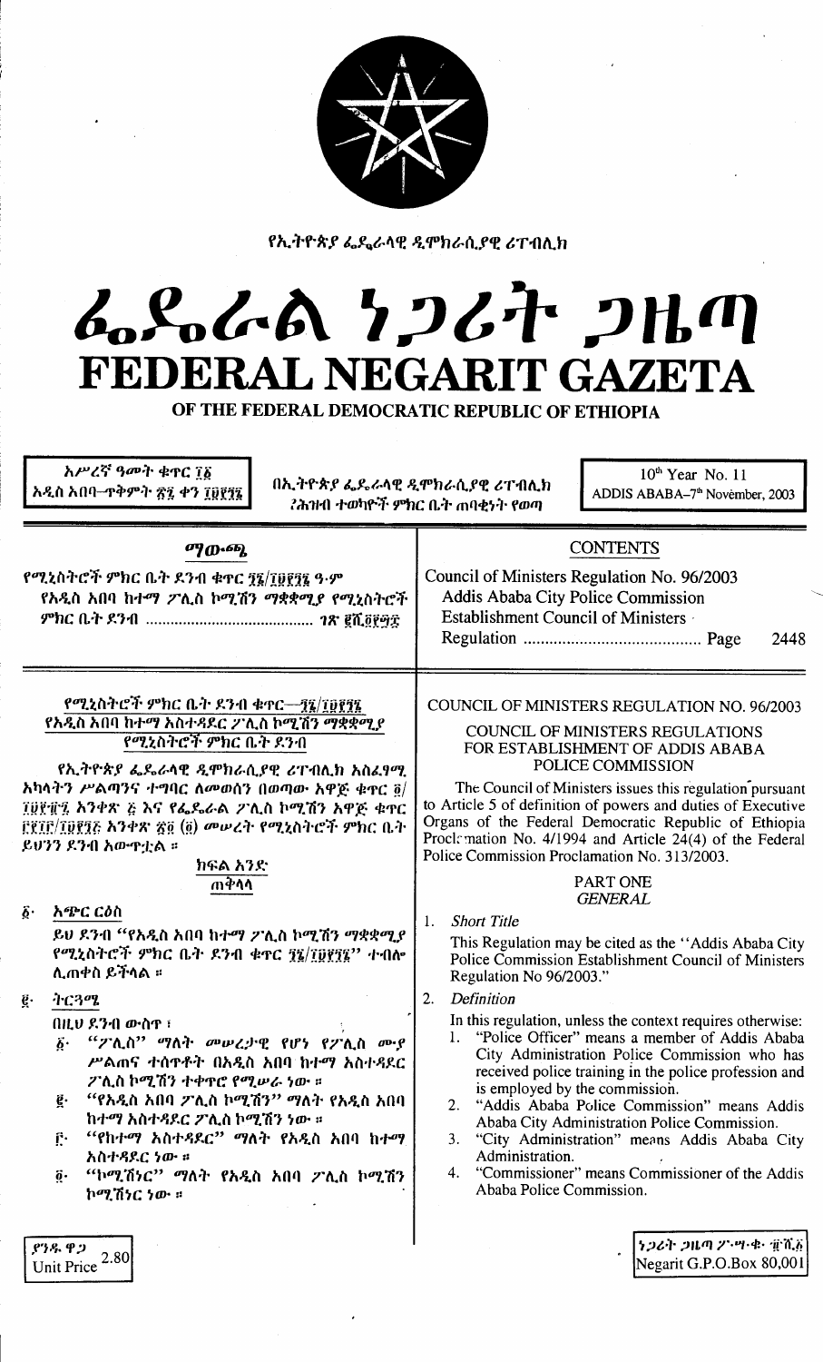የኢትዮጵያ ፌዴራላዊ ዲሞክራሲያዊ ሪፐብሊክ

# ፌዴራል ነጋሪት ጋዜጣ
# FEDERAL NEGARIT GAZETA
## OF THE FEDERAL DEMOCRATIC REPUBLIC OF ETHIOPIA

አሥረኛ ዓመት ቁጥር ፲፩
አዲስ አበባ–ጥቅምት ፳፰ ቀን ፲፱፻፺፮

በኢትዮጵያ ፌዴራላዊ ዲሞክራሲያዊ ሪፐብሊክ የሕዝብ ተወካዮች ምክር ቤት ጠባቂነት የወጣ

10th Year No. 11
ADDIS ABABA–7th November, 2003

### ማውጫ

የሚኒስትሮች ምክር ቤት ደንብ ቁጥር ፺፮/፲፱፻፺፮ ዓ.ም
የአዲስ አበባ ከተማ ፖሊስ ኮሚሽን ማቋቋሚያ የሚኒስትሮች ምክር ቤት ደንብ ........................................ ገጽ ፪ሺ፬፻፵፰

### CONTENTS

Council of Ministers Regulation No. 96/2003
Addis Ababa City Police Commission Establishment Council of Ministers Regulation ........................................ Page 2448

### የሚኒስትሮች ምክር ቤት ደንብ ቁጥር—፺፮/፲፱፻፺፮
### የአዲስ አበባ ከተማ አስተዳደር ፖሊስ ኮሚሽን ማቋቋሚያ የሚኒስትሮች ምክር ቤት ደንብ

የኢትዮጵያ ፌዴራላዊ ዲሞክራሲያዊ ሪፐብሊክ አስፈፃሚ አካላትን ሥልጣንና ተግባር ለመወሰን በወጣው አዋጅ ቁጥር ፬/፲፱፻፹፯ አንቀጽ ፭ እና የፌዴራል ፖሊስ ኮሚሽን አዋጅ ቁጥር ፫፻፲፫/፲፱፻፺፭ አንቀጽ ፳፬ (፬) መሠረት የሚኒስትሮች ምክር ቤት ይህንን ደንብ አውጥቷል ።

#### ክፍል አንድ
#### ጠቅላላ

፩· አጭር ርዕስ

ይህ ደንብ "የአዲስ አበባ ከተማ ፖሊስ ኮሚሽን ማቋቋሚያ የሚኒስትሮች ምክር ቤት ደንብ ቁጥር ፺፮/፲፱፻፺፮" ተብሎ ሊጠቀስ ይችላል ።

፪· ትርጓሜ

በዚህ ደንብ ውስጥ ፣

፩· "ፖሊስ" ማለት መሠረታዊ የሆነ የፖሊስ ሙያ ሥልጠና ተሰጥቶት በአዲስ አበባ ከተማ አስተዳደር ፖሊስ ኮሚሽን ተቀጥሮ የሚሠራ ነው ።

፪· "የአዲስ አበባ ፖሊስ ኮሚሽን" ማለት የአዲስ አበባ ከተማ አስተዳደር ፖሊስ ኮሚሽን ነው ።

፫· "የከተማ አስተዳደር" ማለት የአዲስ አበባ ከተማ አስተዳደር ነው ።

፬· "ኮሚሽነር" ማለት የአዲስ አበባ ፖሊስ ኮሚሽን ኮሚሽነር ነው ።

### COUNCIL OF MINISTERS REGULATION NO. 96/2003
### COUNCIL OF MINISTERS REGULATIONS FOR ESTABLISHMENT OF ADDIS ABABA POLICE COMMISSION

The Council of Ministers issues this regulation pursuant to Article 5 of definition of powers and duties of Executive Organs of the Federal Democratic Republic of Ethiopia Proclamation No. 4/1994 and Article 24(4) of the Federal Police Commission Proclamation No. 313/2003.

#### PART ONE
#### *GENERAL*

1. *Short Title*

   This Regulation may be cited as the "Addis Ababa City Police Commission Establishment Council of Ministers Regulation No 96/2003."

2. *Definition*

   In this regulation, unless the context requires otherwise:

   1. "Police Officer" means a member of Addis Ababa City Administration Police Commission who has received police training in the police profession and is employed by the commission.
   2. "Addis Ababa Police Commission" means Addis Ababa City Administration Police Commission.
   3. "City Administration" means Addis Ababa City Administration.
   4. "Commissioner" means Commissioner of the Addis Ababa Police Commission.

ያንዱ ዋጋ
Unit Price 2.80

ነጋሪት ጋዜጣ ፖ·ሣ·ቁ· ፹ሺ፩
Negarit G.P.O.Box 80,001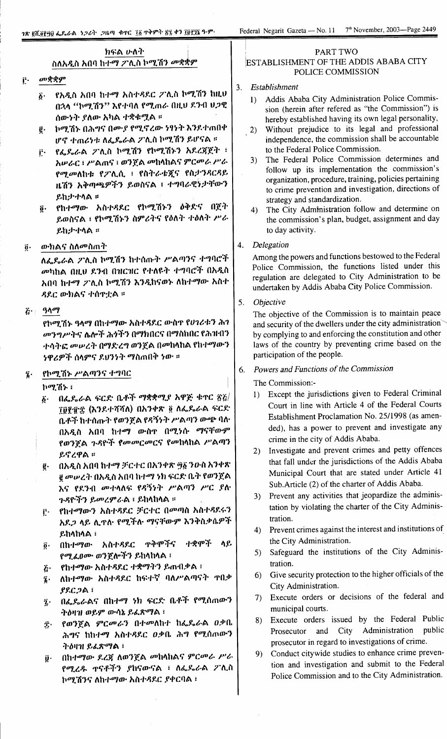## ክፍል ሁለት

### ስለአዲስ አበባ ከተማ ፖሊስ ኮሚሽን መቋቋም

፫· **መቋቋም**

፩· የአዲስ አበባ ከተማ አስተዳደር ፖሊስ ኮሚሽን ከዚህ በኋላ "ኮሚሽን" እየተባለ የሚጠራ በዚህ ደንብ ህጋዊ ሰውነት ያለው አካል ተቋቋሟል ።

፪· ኮሚሽኑ በሕግና በሙያ የሚኖረው ነፃነት እንደተጠበቀ ሆኖ ተጠሪነቱ ለፌዴራል ፖሊስ ኮሚሽን ይሆናል ።

፫· የፌዴራል ፖሊስ ኮሚሽን የኮሚሽኑን አደረጃጀት ፣ አሠራር ፣ ሥልጠና ፣ ወንጀል መከላከልና ምርመራ ሥራ የሚመለከቱ የፖሊሲ ፣ የስትራቴጂና የስታንዳርዳይ ዜሽን አቅጣጫዎችን ይወስናል ፣ ተግባራዊነታቸውን ይከታተላል ።

፬· የከተማው አስተዳደር የኮሚሽኑን ዕቅድና በጀት ይወስናል ፣ የኮሚሽኑን ስምሪትና የዕለት ተዕለት ሥራ ይከታተላል ።

፬· **ውክልና ስለመስጠት**

ለፌዴራል ፖሊስ ኮሚሽን ከተሰጡት ሥልጣንና ተግባሮች መካከል በዚህ ደንብ በዝርዝር የተለዩት ተግባሮች በአዲስ አበባ ከተማ ፖሊስ ኮሚሽን እንዲከናወኑ ለከተማው አስተ ዳደር ውክልና ተሰጥቷል ።

፭· **ዓላማ**

የኮሚሽኑ ዓላማ በከተማው አስተዳደር ውስጥ የሀገሪቱን ሕገ መንግሥትና ሌሎች ሕጎችን በማክበርና በማስከበር የሕዝብን ተሳትፎ መሠረት በማድረግ ወንጀል በመከላከል የከተማውን ነዋሪዎች ሰላምና ደህንነት ማስጠበቅ ነው ።

፮· **የኮሚሽኑ ሥልጣንና ተግባር**

ኮሚሽኑ ፣

፩· በፌዴራል ፍርድ ቤቶች ማቋቋሚያ አዋጅ ቁጥር ፳፭/፲፱፻፹፰ (እንደተሻሻለ) በአንቀጽ ፬ ለፌዴራል ፍርድ ቤቶች ከተሰጡት የወንጀል የዳኝነት ሥልጣን ውጭ ባሉ በአዲስ አበባ ከተማ ውስጥ በሚነሱ ማናቸውም የወንጀል ጉዳዮች የመመርመርና የመከላከል ሥልጣን ይኖረዋል ።

፪· በአዲስ አበባ ከተማ ቻርተር በአንቀጽ ፵፩ ንዑስ አንቀጽ ፪ መሠረት በአዲስ አበባ ከተማ ነክ ፍርድ ቤት የወንጀል እና የደንብ መተላለፍ የዳኝነት ሥልጣን ሥር ያሉ ጉዳዮችን ይመረምራል ፤ ይከላከላል ።

፫· የከተማውን አስተዳደር ቻርተር በመጣስ አስተዳደሩን አደጋ ላይ ሊጥሉ የሚችሉ ማናቸውም እንቅስቃሴዎች ይከላከላል ፤

፬· በከተማው አስተዳደር ጥቅሞችና ተቋሞች ላይ የሚፈፀሙ ወንጀሎችን ይከላከላል ፤

፭· የከተማው አስተዳደር ተቋማትን ይጠብቃል ፤

፮· ለከተማው አስተዳደር ከፍተኛ ባለሥልጣናት ጥበቃ ያደርጋል ፤

፯· በፌዴራልና በከተማ ነክ ፍርድ ቤቶች የሚሰጠውን ትዕዛዝ ወይም ውሳኔ ይፈጽማል ፤

፰· የወንጀል ምርመራን በተመለከተ ከፌዴራል ዐቃቤ ሕግና ከከተማ አስተዳደር ዐቃቤ ሕግ የሚሰጠውን ትዕዛዝ ይፈጽማል ፤

፱· በከተማው ደረጃ ለወንጀል መከላከልና ምርመራ ሥራ የሚረዱ ጥናቶችን ያከናውናል ፤ ለፌዴራል ፖሊስ ኮሚሽንና ለከተማው አስተዳደር ያቀርባል ፤

## PART TWO

### ESTABLISHMENT OF THE ADDIS ABABA CITY POLICE COMMISSION

3. *Establishment*

   1) Addis Ababa City Administration Police Commission (herein after refered as "the Commission") is hereby established having its own legal personality,

   2) Without prejudice to its legal and professional independence, the commission shall be accountable to the Federal Police Commission.

   3) The Federal Police Commission determines and follow up its implementation the commission's organization, procedure, training, policies pertaining to crime prevention and investigation, directions of strategy and standardization.

   4) The City Administration follow and determine on the commission's plan, budget, assignment and day to day activity.

4. *Delegation*

   Among the powers and functions bestowed to the Federal Police Commission, the functions listed under this regulation are delegated to City Administration to be undertaken by Addis Ababa City Police Commission.

5. *Objective*

   The objective of the Commission is to maintain peace and security of the dwellers under the city administration by complying to and enforcing the constitution and other laws of the country by preventing crime based on the participation of the people.

6. *Powers and Functions of the Commission*

   The Commission:-

   1) Except the jurisdictions given to Federal Criminal Court in line with Article 4 of the Federal Courts Establishment Proclamation No. 25/1998 (as amended), has a power to prevent and investigate any crime in the city of Addis Ababa.

   2) Investigate and prevent crimes and petty offences that fall under the jurisdictions of the Addis Ababa Municipal Court that are stated under Article 41 Sub.Article (2) of the charter of Addis Ababa.

   3) Prevent any activities that jeopardize the administation by violating the charter of the City Administration.

   4) Prevent crimes against the interest and institutions of the City Administration.

   5) Safeguard the institutions of the City Administration.

   6) Give security protection to the higher officials of the City Administration.

   7) Execute orders or decisions of the federal and municipal courts.

   8) Execute orders issued by the Federal Public Prosecutor and City Administration public prosecutor in regard to investigations of crime.

   9) Conduct citywide studies to enhance crime prevention and investigation and submit to the Federal Police Commission and to the City Administration.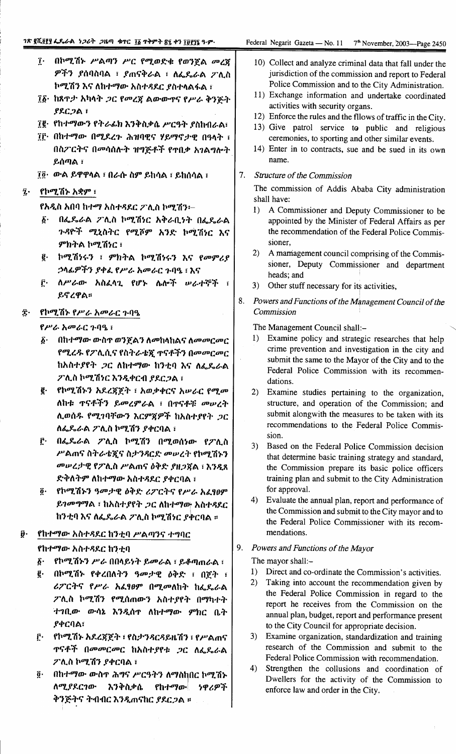፲· በኮሚሽኑ ሥልጣን ሥር የሚወድቁ የወንጀል መረጃ ዎችን ያሰባስባል ፤ ያጠናቅራል ፤ ለፌዴራል ፖሊስ ኮሚሽን እና ለከተማው አስተዳደር ያስተላልፋል ፤

፲፩· ከጸጥታ አካላት ጋር የመረጃ ልውውጥና የሥራ ቅንጅት ያደርጋል ፤

፲፪· የከተማውን የትራፊክ እንቅስቃሴ ሥርዓት ያስከብራል፤

፲፫· በከተማው በሚደረጉ ሕዝባዊና ሃይማኖታዊ በዓላት ፤ በስፖርትና በመሳሰሉት ዝግጅቶች የጥበቃ አገልግሎት ይሰጣል ፤

፲፬· ውል ይዋዋላል ፤ በራሱ ስም ይከሳል ፤ ይከሰሳል ፤

፯· የኮሚሽኑ አቋም ፤

የአዲስ አበባ ከተማ አስተዳደር ፖሊስ ኮሚሽን፦

፩· በፌዴራል ፖሊስ ኮሚሽነር አቅራቢነት በፌዴራል ጉዳዮች ሚኒስትር የሚሾም አንድ ኮሚሽነር እና ምክትል ኮሚሽነር ፤

፪· ኮሚሽነሩን ፤ ምክትል ኮሚሽነሩን እና የመምሪያ ኃላፊዎችን ያቀፈ የሥራ አመራር ጉባዔ ፤ እና

፫· ለሥራው አስፈላጊ የሆኑ ሌሎች ሠራተኞች ፤ ይኖረዋል።

፰· የኮሚሽኑ የሥራ አመራር ጉባዔ

የሥራ አመራር ጉባዔ ፤

፩· በከተማው ውስጥ ወንጀልን ለመከላከልና ለመመርመር የሚረዱ የፖሊሲና የስትራቴጂ ጥናቶችን በመመርመር ከአስተያየት ጋር ለከተማው ከንቲባ እና ለፌዴራል ፖሊስ ኮሚሽነር እንዲቀርብ ያደርጋል ፤

፪· የኮሚሽኑን አደረጃጀት ፤ አወቃቀርና አሠራር የሚመለከቱ ጥናቶችን ይመረምራል ፤ በጥናቶቹ መሠረት ሊወሰዱ የሚገባቸውን እርምጃዎች ከአስተያየት ጋር ለፌዴራል ፖሊስ ኮሚሽን ያቀርባል ፤

፫· በፌዴራል ፖሊስ ኮሚሽን በሚወሰነው የፖሊስ ሥልጠና ስትራቴጂና ስታንዳርድ መሠረት የኮሚሽኑን መሠረታዊ የፖሊስ ሥልጠና ዕቅድ ያዘጋጃል ፤ እንዲጸድቅለትም ለከተማው አስተዳደር ያቀርባል ፤

፬· የኮሚሽኑን ዓመታዊ ዕቅድ ሪፖርትና የሥራ አፈፃፀም ይገመግማል ፤ ከአስተያየት ጋር ለከተማው አስተዳደር ከንቲባ እና ለፌዴራል ፖሊስ ኮሚሽነር ያቀርባል ።

፱· የከተማው አስተዳደር ከንቲባ ሥልጣንና ተግባር

የከተማው አስተዳደር ከንቲባ

፩· የኮሚሽኑን ሥራ በበላይነት ይመራል ፤ ይቆጣጠራል ፤

፪· በኮሚሽኑ የቀረበለትን ዓመታዊ ዕቅድ ፤ በጀት ፤ ሪፖርትና የሥራ አፈፃፀም በሚመለከት ከፌዴራል ፖሊስ ኮሚሽን የሚሰጠውን አስተያየት በማካተት ተገቢው ውሳኔ እንዲሰጥ ለከተማው ምክር ቤት ያቀርባል፤

፫· የኮሚሽኑ አደረጃጀት ፤ የስታንዳርዳይዜሽን ፤ የሥልጠና ጥናቶች በመመርመር ከአስተያየቱ ጋር ለፌዴራል ፖሊስ ኮሚሽን ያቀርባል ፤

፬· በከተማው ውስጥ ሕግና ሥርዓትን ለማስከበር ኮሚሽኑ ለሚያደርገው እንቅስቃሴ የከተማው ነዋሪዎች ቅንጅትና ትብብር እንዲጠናከር ያደርጋል ።

10) Collect and analyze criminal data that fall under the jurisdiction of the commission and report to Federal Police Commission and to the City Administration.

11) Exchange information and undertake coordinated activities with security organs.

12) Enforce the rules and the fllows of traffic in the City.

13) Give patrol service to public and religious ceremonies, to sporting and other similar events.

14) Enter in to contracts, sue and be sued in its own name.

7. *Structure of the Commission*

The commission of Addis Ababa City administration shall have:

1) A Commissioner and Deputy Commissioner to be appointed by the Minister of Federal Affairs as per the recommendation of the Federal Police Commissioner,

2) A mamagement council comprising of the Commissioner, Deputy Commissioner and department heads; and

3) Other stuff necessary for its activities,

8. *Powers and Functions of the Management Council of the Commission*

The Management Council shall:–

1) Examine policy and strategic researches that help crime prevention and investigation in the city and submit the same to the Mayor of the City and to the Federal Police Commission with its recommendations.

2) Examine studies pertaining to the organization, structure, and operation of the Commission; and submit alongwith the measures to be taken with its recommendations to the Federal Police Commission.

3) Based on the Federal Police Commission decision that determine basic training strategy and standard, the Commission prepare its basic police officers training plan and submit to the City Administration for approval.

4) Evaluate the annual plan, report and performance of the Commission and submit to the City mayor and to the Federal Police Commissioner with its recommendations.

9. *Powers and Functions of the Mayor*

The mayor shall:–

1) Direct and co-ordinate the Commission's activities.

2) Taking into account the recommendation given by the Federal Police Commission in regard to the report he receives from the Commission on the annual plan, budget, report and performance present to the City Council for appropriate decision.

3) Examine organization, standardization and training research of the Commission and submit to the Federal Police Commission with recommendation.

4) Strengthen the collusions and coordination of Dwellers for the activity of the Commission to enforce law and order in the City.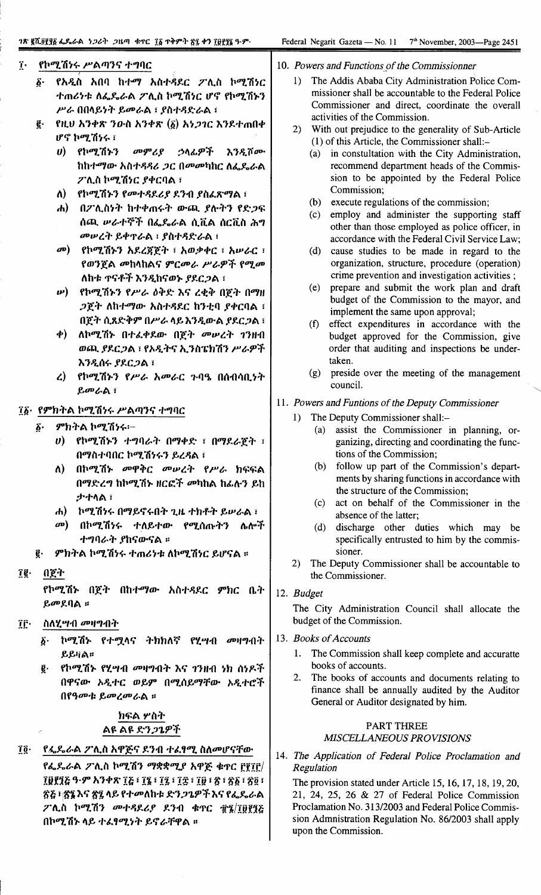፲· የኮሚሽነሩ ሥልጣንና ተግባር

፩· የአዲስ አበባ ከተማ አስተዳደር ፖሊስ ኮሚሽነር ተጠሪነቱ ለፌዴራል ፖሊስ ኮሚሽነር ሆኖ የኮሚሽኑን ሥራ በበላይነት ይመራል ፣ ያስተዳድራል ፣

፪· የዚህ አንቀጽ ንዑስ አንቀጽ (፩) አነጋገር እንደተጠበቀ ሆኖ ኮሚሽነሩ ፣

ሀ) የኮሚሽኑን መምሪያ ኃላፊዎች እንዲሾሙ ከከተማው አስተዳደር ጋር በመመካከር ለፌዴራል ፖሊስ ኮሚሽነር ያቀርባል ፣

ለ) የኮሚሽኑን የመተዳደሪያ ደንብ ያስፈጽማል ፣

ሐ) በፖሊስነት ከተቀጠሩት ውጪ ያሉትን የድጋፍ ሰጪ ሠራተኞች በፌዴራል ሲቪል ሰርቪስ ሕግ መሠረት ይቀጥራል ፣ ያስተዳድራል ፣

መ) የኮሚሽኑን አደረጃጀት ፣ አወቃቀር ፣ አሠራር ፣ የወንጀል መከላከልና ምርመራ ሥራዎች የሚመለከቱ ጥናቶች እንዲከናወኑ ያደርጋል ፣

ሠ) የኮሚሽኑን የሥራ ዕቅድ እና ረቂቅ በጀት በማዘጋጀት ለከተማው አስተዳደር ከንቲባ ያቀርባል ፣ በጀት ሲጸድቅም በሥራ ላይ እንዲውል ያደርጋል ፣

ረ) ለኮሚሽኑ በተፈቀደው በጀት መሠረት ገንዘብ ወጪ ያደርጋል ፣ የኦዲትና ኢንስፔክሽን ሥራዎች እንዲሰሩ ያደርጋል ፣

ሰ) የኮሚሽኑን የሥራ አመራር ጉባዔ በሰብሳቢነት ይመራል ፣

፲፩· የምክትል ኮሚሽነሩ ሥልጣንና ተግባር

፩· ምክትል ኮሚሽነሩ፦

ሀ) የኮሚሽኑን ተግባራት በማቀድ ፣ በማደራጀት ፣ በማስተባበር ኮሚሽነሩን ይረዳል ፣

ለ) በኮሚሽኑ መዋቅር መሠረት የሥራ ክፍፍል በማድረግ ከኮሚሽኑ ዘርፎች መካከል ከፊሉን ይከታተላል ፣

ሐ) ኮሚሽነሩ በማይኖሩበት ጊዜ ተክቶት ይሠራል ፣

መ) በኮሚሽነሩ ተለይተው የሚሰጡትን ሌሎች ተግባራት ያከናውናል ።

፪· ምክትል ኮሚሽነሩ ተጠሪነቱ ለኮሚሽነር ይሆናል ።

፲፪· በጀት

የኮሚሽኑ በጀት በከተማው አስተዳደር ምክር ቤት ይመደባል ።

፲፫· ስለሂሣብ መዛግብት

፩· ኮሚሽኑ የተሟላና ትክክለኛ የሂሣብ መዛግብት ይይዛል።

፪· የኮሚሽኑ የሂሣብ መዛግብት እና ገንዘብ ነክ ሰነዶች በዋናው ኦዲተር ወይም በሚሰይማቸው ኦዲተሮች በየዓመቱ ይመረመራል ።

## ክፍል ሦስት
## ልዩ ልዩ ድንጋጌዎች

፲፬· የፌዴራል ፖሊስ አዋጅና ደንብ ተፈፃሚ ስለመሆናቸው

የፌዴራል ፖሊስ ኮሚሽን ማቋቋሚያ አዋጅ ቁጥር ፫፻፲፫/፲፱፻፺፭ ዓ·ም አንቀጽ ፲፭ ፣ ፲፮ ፣ ፲፯ ፣ ፲፰ ፣ ፲፱ ፣ ፳ ፣ ፳፩ ፣ ፳፬ ፣ ፳፭ ፣ ፳፮ እና ፳፯ ላይ የተመለከቱ ድንጋጌዎች እና የፌዴራል ፖሊስ ኮሚሽን መተዳደሪያ ደንብ ቁጥር ፹፮/፲፱፻፺፭ በኮሚሽኑ ላይ ተፈፃሚነት ይኖራቸዋል ።

10. *Powers and Functions of the Commissioner*

1) The Addis Ababa City Administration Police Commissioner shall be accountable to the Federal Police Commissioner and direct, coordinate the overall activities of the Commission.

2) With out prejudice to the generality of Sub-Article (1) of this Article, the Commissioner shall:–

(a) in constultation with the City Administration, recommend department heads of the Commission to be appointed by the Federal Police Commission;

(b) execute regulations of the commission;

(c) employ and administer the supporting staff other than those employed as police officer, in accordance with the Federal Civil Service Law;

(d) cause studies to be made in regard to the organization, structure, procedure (operation) crime prevention and investigation activities ;

(e) prepare and submit the work plan and draft budget of the Commission to the mayor, and implement the same upon approval;

(f) effect expenditures in accordance with the budget approved for the Commission, give order that auditing and inspections be undertaken.

(g) preside over the meeting of the management council.

11. *Powers and Funtions of the Deputy Commissioner*

1) The Deputy Commissioner shall:–

(a) assist the Commissioner in planning, organizing, directing and coordinating the functions of the Commission;

(b) follow up part of the Commission's departments by sharing functions in accordance with the structure of the Commission;

(c) act on behalf of the Commissioner in the absence of the latter;

(d) discharge other duties which may be specifically entrusted to him by the commissioner.

2) The Deputy Commissioner shall be accountable to the Commissioner.

12. *Budget*

The City Administration Council shall allocate the budget of the Commission.

13. *Books of Accounts*

1. The Commission shall keep complete and accurate books of accounts.
2. The books of accounts and documents relating to finance shall be annually audited by the Auditor General or Auditor designated by him.

## PART THREE
## *MISCELLANEOUS PROVISIONS*

14. *The Application of Federal Police Proclamation and Regulation*

The provision stated under Article 15, 16, 17, 18, 19, 20, 21, 24, 25, 26 & 27 of Federal Police Commission Proclamation No. 313/2003 and Federal Police Commission Admnistration Regulation No. 86/2003 shall apply upon the Commission.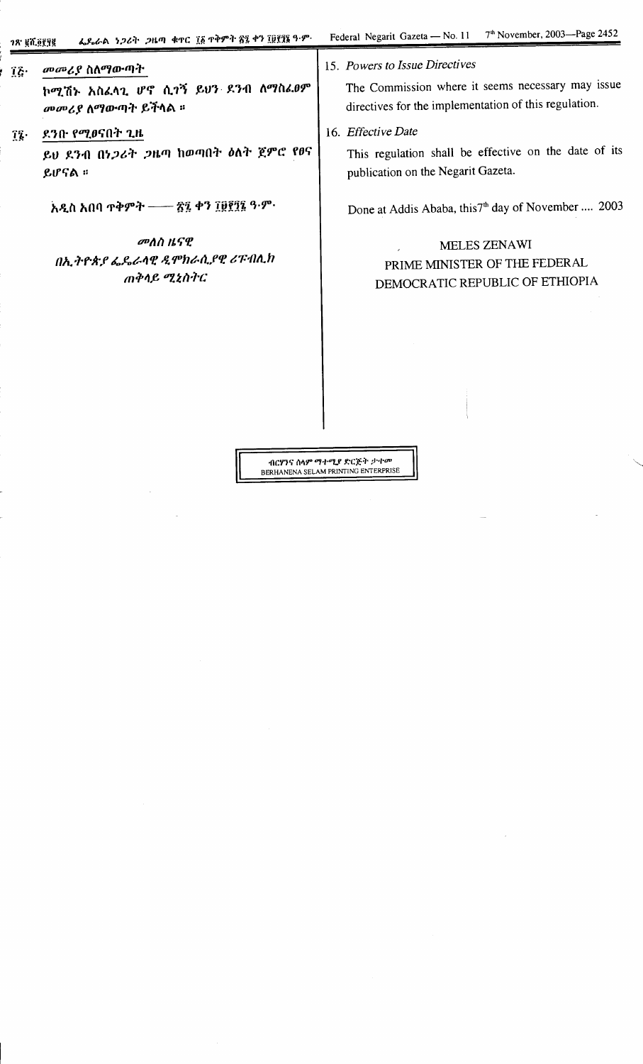፲፭· መመሪያ ስለማውጣት

ኮሚሽኑ አስፈላጊ ሆኖ ሲገኝ ይህን ደንብ ለማስፈፀም መመሪያ ለማውጣት ይችላል ።

፲፮· ደንቡ የሚፀናበት ጊዜ

ይህ ደንብ በነጋሪት ጋዜጣ ከወጣበት ዕለት ጀምሮ የፀና ይሆናል ።

አዲስ አበባ ጥቅምት —— ፳፯ ቀን ፲፱፻፺፮ ዓ·ም·

መለስ ዜናዊ

በኢትዮጵያ ፌዴራላዊ ዲሞክራሲያዊ ሪፐብሊክ

ጠቅላይ ሚኒስትር

15. *Powers to Issue Directives*

The Commission where it seems necessary may issue directives for the implementation of this regulation.

16. *Effective Date*

This regulation shall be effective on the date of its publication on the Negarit Gazeta.

Done at Addis Ababa, this7th day of November .... 2003

MELES ZENAWI

PRIME MINISTER OF THE FEDERAL DEMOCRATIC REPUBLIC OF ETHIOPIA

ብርሃንና ሰላም ማተሚያ ድርጅት ታተመ
BERHANENA SELAM PRINTING ENTERPRISE